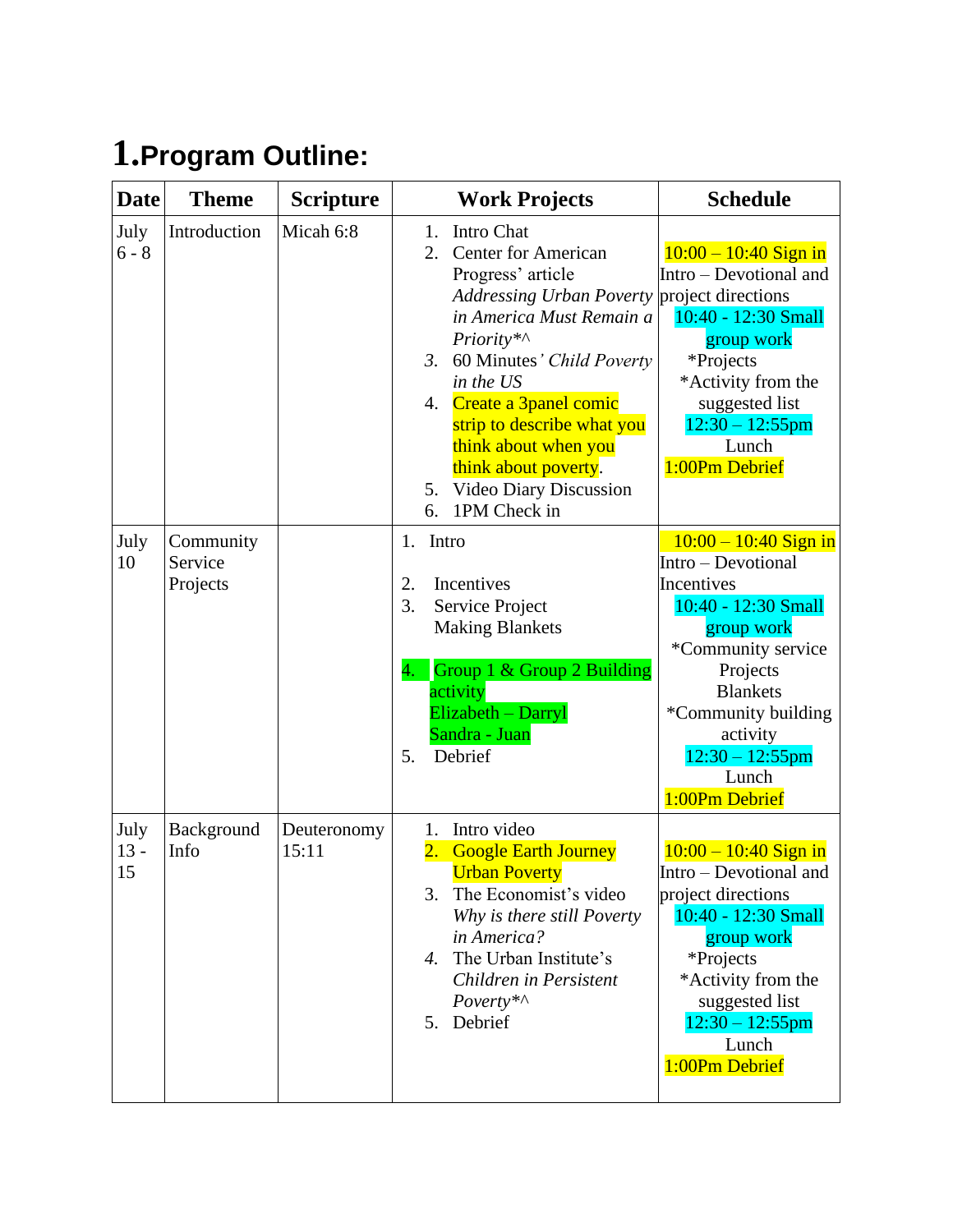# 1.Program Outline:

| Date | Theme | Scripture | Work Projects | Schedule |
|---|---|---|---|---|
| July 6 - 8 | Introduction | Micah 6:8 | 1. Intro Chat<br>2. Center for American Progress' article *Addressing Urban Poverty in America Must Remain a Priority**^<br>3. 60 Minutes' *Child Poverty in the US*<br>4. Create a 3panel comic strip to describe what you think about when you think about poverty.<br>5. Video Diary Discussion<br>6. 1PM Check in | 10:00 – 10:40 Sign in Intro – Devotional and project directions<br>10:40 - 12:30 Small group work<br>*Projects<br>*Activity from the suggested list<br>12:30 – 12:55pm Lunch<br>1:00Pm Debrief |
| July 10 | Community Service Projects | | 1. Intro<br>2. Incentives<br>3. Service Project Making Blankets<br>4. Group 1 & Group 2 Building activity<br>Elizabeth – Darryl<br>Sandra - Juan<br>5. Debrief | 10:00 – 10:40 Sign in Intro – Devotional Incentives<br>10:40 - 12:30 Small group work<br>*Community service Projects<br>Blankets<br>*Community building activity<br>12:30 – 12:55pm Lunch<br>1:00Pm Debrief |
| July 13 - 15 | Background Info | Deuteronomy 15:11 | 1. Intro video<br>2. Google Earth Journey Urban Poverty<br>3. The Economist's video *Why is there still Poverty in America?*<br>4. The Urban Institute's *Children in Persistent Poverty**^<br>5. Debrief | 10:00 – 10:40 Sign in Intro – Devotional and project directions<br>10:40 - 12:30 Small group work<br>*Projects<br>*Activity from the suggested list<br>12:30 – 12:55pm Lunch<br>1:00Pm Debrief |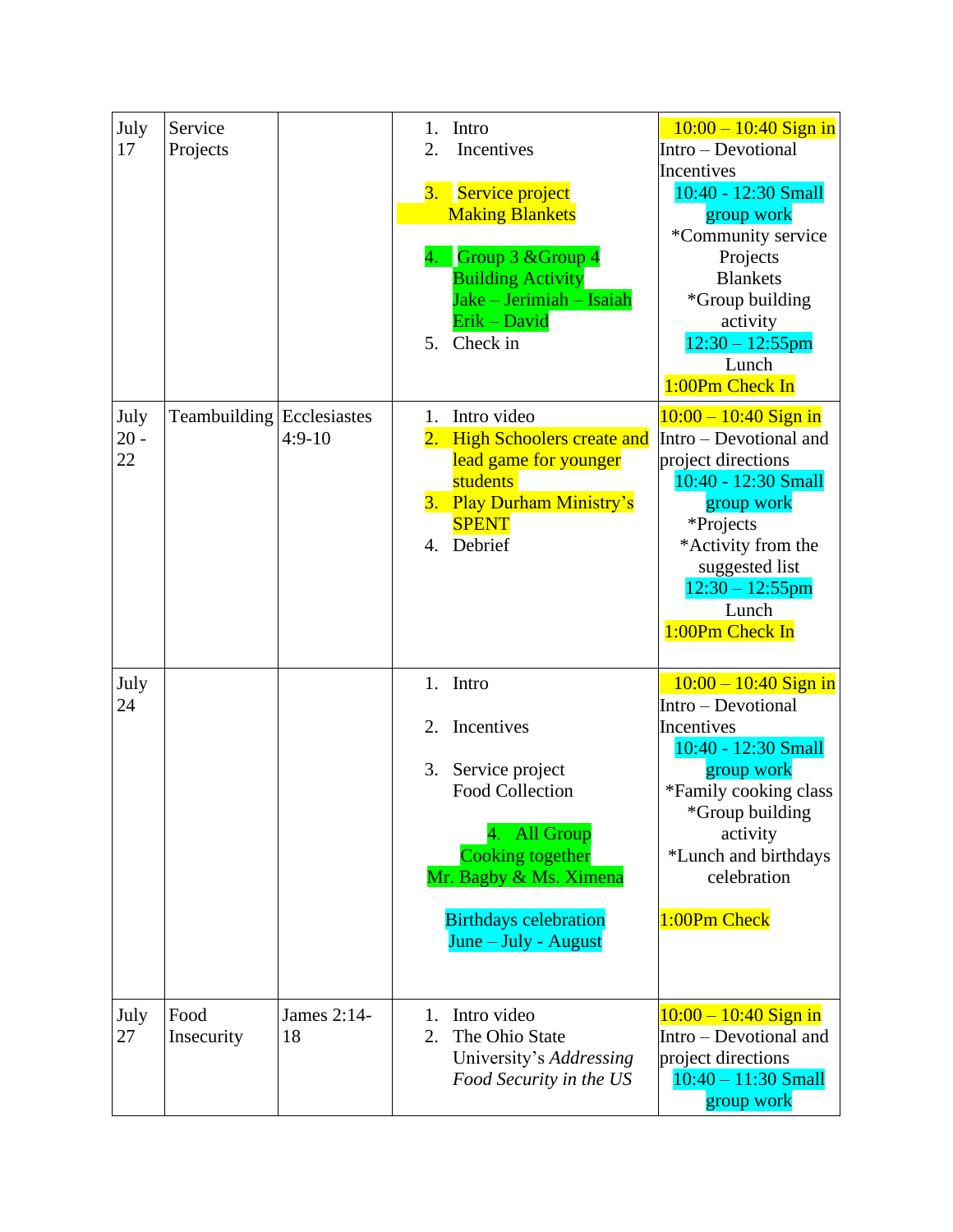| | | | | |
|---|---|---|---|---|
| July 17 | Service Projects | | 1. Intro<br>2. Incentives<br><br>3. Service project Making Blankets<br><br>4. Group 3 &Group 4 Building Activity Jake – Jerimiah – Isaiah Erik – David<br>5. Check in | 10:00 – 10:40 Sign in<br>Intro – Devotional<br>Incentives<br>10:40 - 12:30 Small group work<br>*Community service Projects<br>Blankets<br>*Group building activity<br>12:30 – 12:55pm<br>Lunch<br>1:00Pm Check In |
| July 20 - 22 | Teambuilding | Ecclesiastes 4:9-10 | 1. Intro video<br>2. High Schoolers create and lead game for younger students<br>3. Play Durham Ministry's SPENT<br>4. Debrief | 10:00 – 10:40 Sign in<br>Intro – Devotional and project directions<br>10:40 - 12:30 Small group work<br>*Projects<br>*Activity from the suggested list<br>12:30 – 12:55pm<br>Lunch<br>1:00Pm Check In |
| July 24 | | | 1. Intro<br><br>2. Incentives<br><br>3. Service project Food Collection<br><br>4. All Group Cooking together Mr. Bagby & Ms. Ximena<br><br>Birthdays celebration June – July - August | 10:00 – 10:40 Sign in<br>Intro – Devotional<br>Incentives<br>10:40 - 12:30 Small group work<br>*Family cooking class<br>*Group building activity<br>*Lunch and birthdays celebration<br><br>1:00Pm Check |
| July 27 | Food Insecurity | James 2:14-18 | 1. Intro video<br>2. The Ohio State University's *Addressing Food Security in the US* | 10:00 – 10:40 Sign in<br>Intro – Devotional and project directions<br>10:40 – 11:30 Small group work |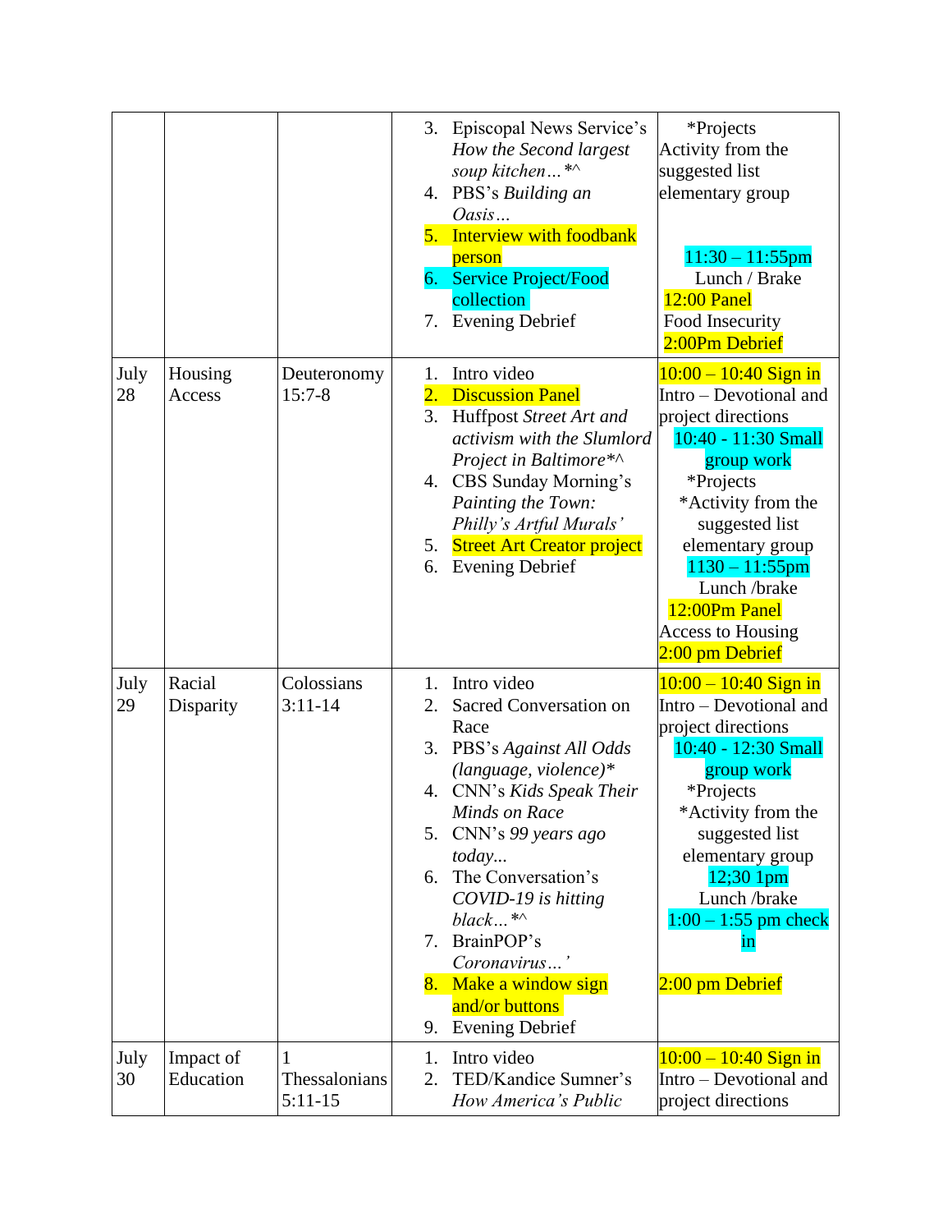| | | | | |
|---|---|---|---|---|
| | | | 3. Episcopal News Service's *How the Second largest soup kitchen…*\*^<br>4. PBS's *Building an Oasis…*<br>5. Interview with foodbank person<br>6. Service Project/Food collection<br>7. Evening Debrief | \*Projects<br>Activity from the suggested list elementary group<br><br>11:30 – 11:55pm<br>Lunch / Brake<br>12:00 Panel<br>Food Insecurity<br>2:00Pm Debrief |
| July 28 | Housing Access | Deuteronomy 15:7-8 | 1. Intro video<br>2. Discussion Panel<br>3. Huffpost *Street Art and activism with the Slumlord Project in Baltimore*\*^<br>4. CBS Sunday Morning's *Painting the Town: Philly's Artful Murals'*<br>5. Street Art Creator project<br>6. Evening Debrief | 10:00 – 10:40 Sign in<br>Intro – Devotional and project directions<br>10:40 - 11:30 Small group work<br>\*Projects<br>\*Activity from the suggested list elementary group<br>1130 – 11:55pm<br>Lunch /brake<br>12:00Pm Panel<br>Access to Housing<br>2:00 pm Debrief |
| July 29 | Racial Disparity | Colossians 3:11-14 | 1. Intro video<br>2. Sacred Conversation on Race<br>3. PBS's *Against All Odds (language, violence)*\*<br>4. CNN's *Kids Speak Their Minds on Race*<br>5. CNN's *99 years ago today...*<br>6. The Conversation's *COVID-19 is hitting black…*\*^<br>7. BrainPOP's *Coronavirus…'*<br>8. Make a window sign and/or buttons<br>9. Evening Debrief | 10:00 – 10:40 Sign in<br>Intro – Devotional and project directions<br>10:40 - 12:30 Small group work<br>\*Projects<br>\*Activity from the suggested list elementary group<br>12;30 1pm<br>Lunch /brake<br>1:00 – 1:55 pm check in<br><br>2:00 pm Debrief |
| July 30 | Impact of Education | 1 Thessalonians 5:11-15 | 1. Intro video<br>2. TED/Kandice Sumner's *How America's Public* | 10:00 – 10:40 Sign in<br>Intro – Devotional and project directions |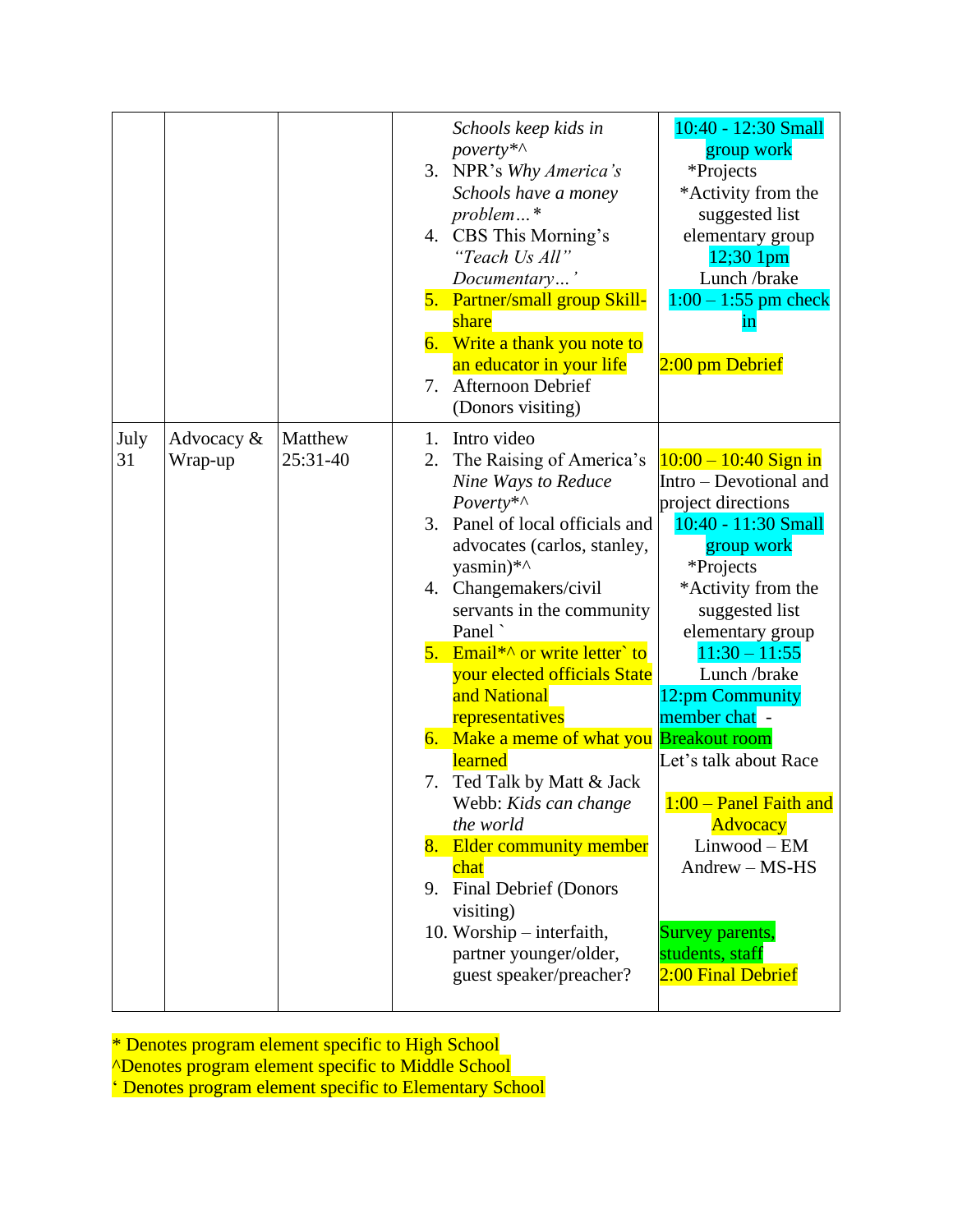| | | | | |
|---|---|---|---|---|
| | | | *Schools keep kids in poverty*\*^<br>3. NPR's *Why America's Schools have a money problem…*\*<br>4. CBS This Morning's *"Teach Us All" Documentary…'*<br>5. Partner/small group Skill-share<br>6. Write a thank you note to an educator in your life<br>7. Afternoon Debrief (Donors visiting) | 10:40 - 12:30 Small group work<br>*Projects<br>*Activity from the suggested list elementary group<br>12;30 1pm<br>Lunch /brake<br>1:00 – 1:55 pm check in<br><br>2:00 pm Debrief |
| July 31 | Advocacy & Wrap-up | Matthew 25:31-40 | 1. Intro video<br>2. The Raising of America's *Nine Ways to Reduce Poverty*\*^<br>3. Panel of local officials and advocates (carlos, stanley, yasmin)*^<br>4. Changemakers/civil servants in the community Panel `<br>5. Email*^ or write letter` to your elected officials State and National representatives<br>6. Make a meme of what you learned<br>7. Ted Talk by Matt & Jack Webb: *Kids can change the world*<br>8. Elder community member chat<br>9. Final Debrief (Donors visiting)<br>10. Worship – interfaith, partner younger/older, guest speaker/preacher? | 10:00 – 10:40 Sign in<br>Intro – Devotional and project directions<br>10:40 - 11:30 Small group work<br>*Projects<br>*Activity from the suggested list elementary group<br>11:30 – 11:55<br>Lunch /brake<br>12:pm Community member chat - Breakout room<br>Let's talk about Race<br><br>1:00 – Panel Faith and Advocacy<br>Linwood – EM<br>Andrew – MS-HS<br><br>Survey parents, students, staff<br>2:00 Final Debrief |

\* Denotes program element specific to High School
^Denotes program element specific to Middle School
' Denotes program element specific to Elementary School